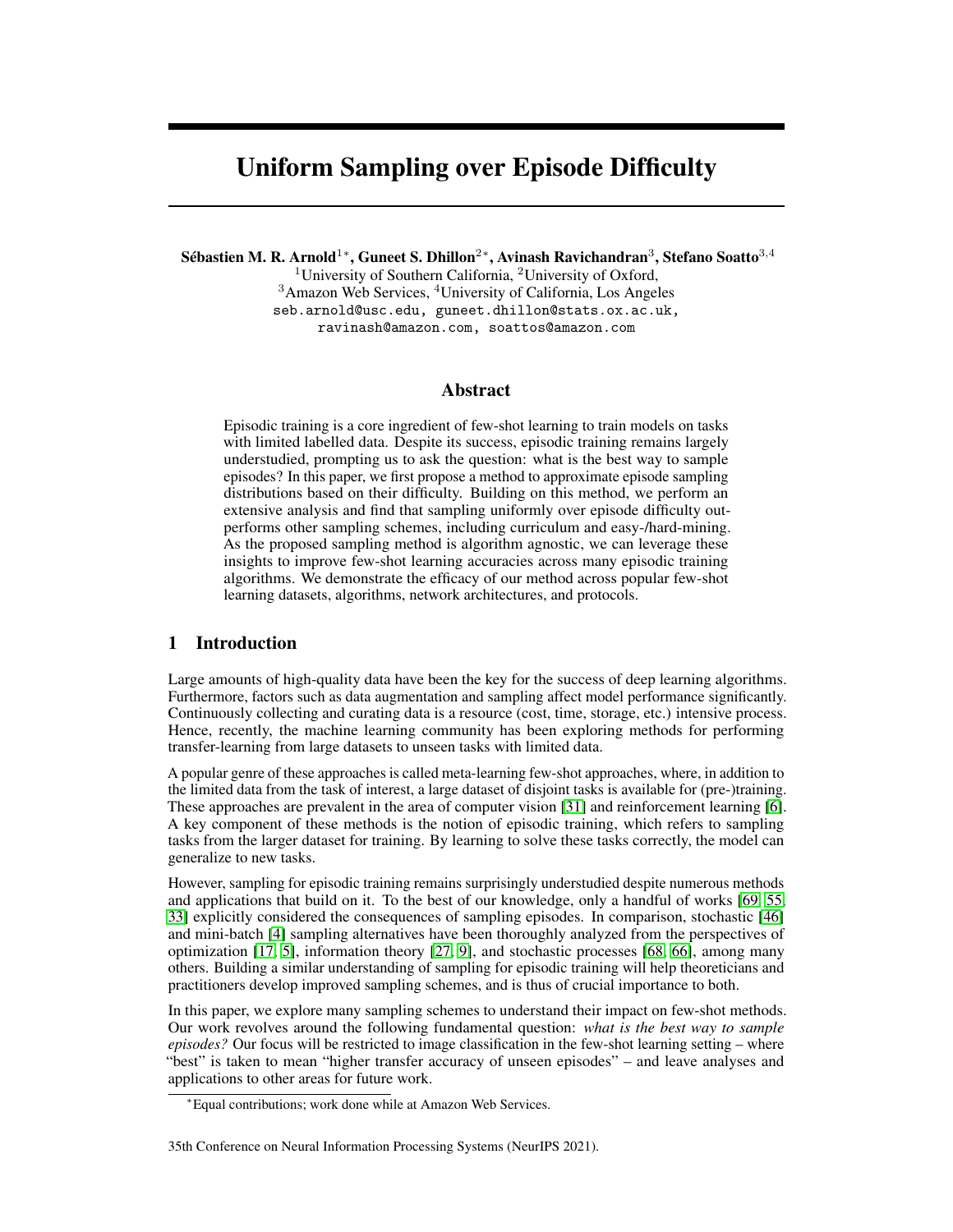# Uniform Sampling over Episode Difficulty

**Sébastien M. R. Arnold**[1*], **Guneet S. Dhillon**[2*], **Avinash Ravichandran**[3], **Stefano Soatto**[3,4]

[1]University of Southern California, [2]University of Oxford,
[3]Amazon Web Services, [4]University of California, Los Angeles

seb.arnold@usc.edu, guneet.dhillon@stats.ox.ac.uk,
ravinash@amazon.com, soattos@amazon.com

## Abstract

Episodic training is a core ingredient of few-shot learning to train models on tasks with limited labelled data. Despite its success, episodic training remains largely understudied, prompting us to ask the question: what is the best way to sample episodes? In this paper, we first propose a method to approximate episode sampling distributions based on their difficulty. Building on this method, we perform an extensive analysis and find that sampling uniformly over episode difficulty outperforms other sampling schemes, including curriculum and easy-/hard-mining. As the proposed sampling method is algorithm agnostic, we can leverage these insights to improve few-shot learning accuracies across many episodic training algorithms. We demonstrate the efficacy of our method across popular few-shot learning datasets, algorithms, network architectures, and protocols.

## 1 Introduction

Large amounts of high-quality data have been the key for the success of deep learning algorithms. Furthermore, factors such as data augmentation and sampling affect model performance significantly. Continuously collecting and curating data is a resource (cost, time, storage, etc.) intensive process. Hence, recently, the machine learning community has been exploring methods for performing transfer-learning from large datasets to unseen tasks with limited data.

A popular genre of these approaches is called meta-learning few-shot approaches, where, in addition to the limited data from the task of interest, a large dataset of disjoint tasks is available for (pre-)training. These approaches are prevalent in the area of computer vision [31] and reinforcement learning [6]. A key component of these methods is the notion of episodic training, which refers to sampling tasks from the larger dataset for training. By learning to solve these tasks correctly, the model can generalize to new tasks.

However, sampling for episodic training remains surprisingly understudied despite numerous methods and applications that build on it. To the best of our knowledge, only a handful of works [69, 55, 33] explicitly considered the consequences of sampling episodes. In comparison, stochastic [46] and mini-batch [4] sampling alternatives have been thoroughly analyzed from the perspectives of optimization [17, 5], information theory [27, 9], and stochastic processes [68, 66], among many others. Building a similar understanding of sampling for episodic training will help theoreticians and practitioners develop improved sampling schemes, and is thus of crucial importance to both.

In this paper, we explore many sampling schemes to understand their impact on few-shot methods. Our work revolves around the following fundamental question: *what is the best way to sample episodes?* Our focus will be restricted to image classification in the few-shot learning setting – where "best" is taken to mean "higher transfer accuracy of unseen episodes" – and leave analyses and applications to other areas for future work.

[*]Equal contributions; work done while at Amazon Web Services.

35th Conference on Neural Information Processing Systems (NeurIPS 2021).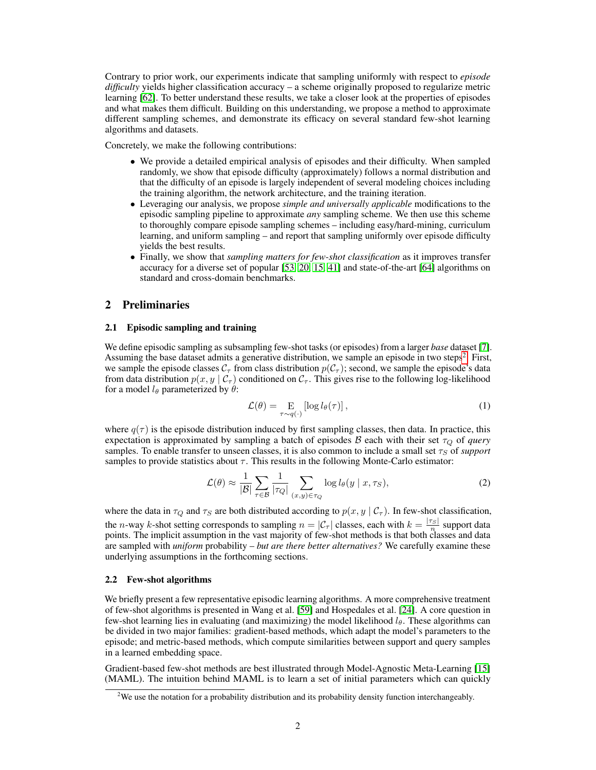Contrary to prior work, our experiments indicate that sampling uniformly with respect to *episode difficulty* yields higher classification accuracy – a scheme originally proposed to regularize metric learning [62]. To better understand these results, we take a closer look at the properties of episodes and what makes them difficult. Building on this understanding, we propose a method to approximate different sampling schemes, and demonstrate its efficacy on several standard few-shot learning algorithms and datasets.

Concretely, we make the following contributions:

- We provide a detailed empirical analysis of episodes and their difficulty. When sampled randomly, we show that episode difficulty (approximately) follows a normal distribution and that the difficulty of an episode is largely independent of several modeling choices including the training algorithm, the network architecture, and the training iteration.
- Leveraging our analysis, we propose *simple and universally applicable* modifications to the episodic sampling pipeline to approximate *any* sampling scheme. We then use this scheme to thoroughly compare episode sampling schemes – including easy/hard-mining, curriculum learning, and uniform sampling – and report that sampling uniformly over episode difficulty yields the best results.
- Finally, we show that *sampling matters for few-shot classification* as it improves transfer accuracy for a diverse set of popular [53, 20, 15, 41] and state-of-the-art [64] algorithms on standard and cross-domain benchmarks.

## 2 Preliminaries

### 2.1 Episodic sampling and training

We define episodic sampling as subsampling few-shot tasks (or episodes) from a larger *base* dataset [7]. Assuming the base dataset admits a generative distribution, we sample an episode in two steps[2]. First, we sample the episode classes $\mathcal{C}_\tau$ from class distribution $p(\mathcal{C}_\tau)$; second, we sample the episode's data from data distribution $p(x, y \mid \mathcal{C}_\tau)$ conditioned on $\mathcal{C}_\tau$. This gives rise to the following log-likelihood for a model $l_\theta$ parameterized by $\theta$:

$$\mathcal{L}(\theta) = \mathop{\mathrm{E}}_{\tau \sim q(\cdot)} \left[ \log l_\theta(\tau) \right], \tag{1}$$

where $q(\tau)$ is the episode distribution induced by first sampling classes, then data. In practice, this expectation is approximated by sampling a batch of episodes $\mathcal{B}$ each with their set $\tau_Q$ of *query* samples. To enable transfer to unseen classes, it is also common to include a small set $\tau_S$ of *support* samples to provide statistics about $\tau$. This results in the following Monte-Carlo estimator:

$$\mathcal{L}(\theta) \approx \frac{1}{|\mathcal{B}|} \sum_{\tau \in \mathcal{B}} \frac{1}{|\tau_Q|} \sum_{(x,y) \in \tau_Q} \log l_\theta(y \mid x, \tau_S), \tag{2}$$

where the data in $\tau_Q$ and $\tau_S$ are both distributed according to $p(x, y \mid \mathcal{C}_\tau)$. In few-shot classification, the $n$-way $k$-shot setting corresponds to sampling $n = |\mathcal{C}_\tau|$ classes, each with $k = \frac{|\tau_S|}{n}$ support data points. The implicit assumption in the vast majority of few-shot methods is that both classes and data are sampled with *uniform* probability – *but are there better alternatives?* We carefully examine these underlying assumptions in the forthcoming sections.

### 2.2 Few-shot algorithms

We briefly present a few representative episodic learning algorithms. A more comprehensive treatment of few-shot algorithms is presented in Wang et al. [59] and Hospedales et al. [24]. A core question in few-shot learning lies in evaluating (and maximizing) the model likelihood $l_\theta$. These algorithms can be divided in two major families: gradient-based methods, which adapt the model's parameters to the episode; and metric-based methods, which compute similarities between support and query samples in a learned embedding space.

Gradient-based few-shot methods are best illustrated through Model-Agnostic Meta-Learning [15] (MAML). The intuition behind MAML is to learn a set of initial parameters which can quickly

[2] We use the notation for a probability distribution and its probability density function interchangeably.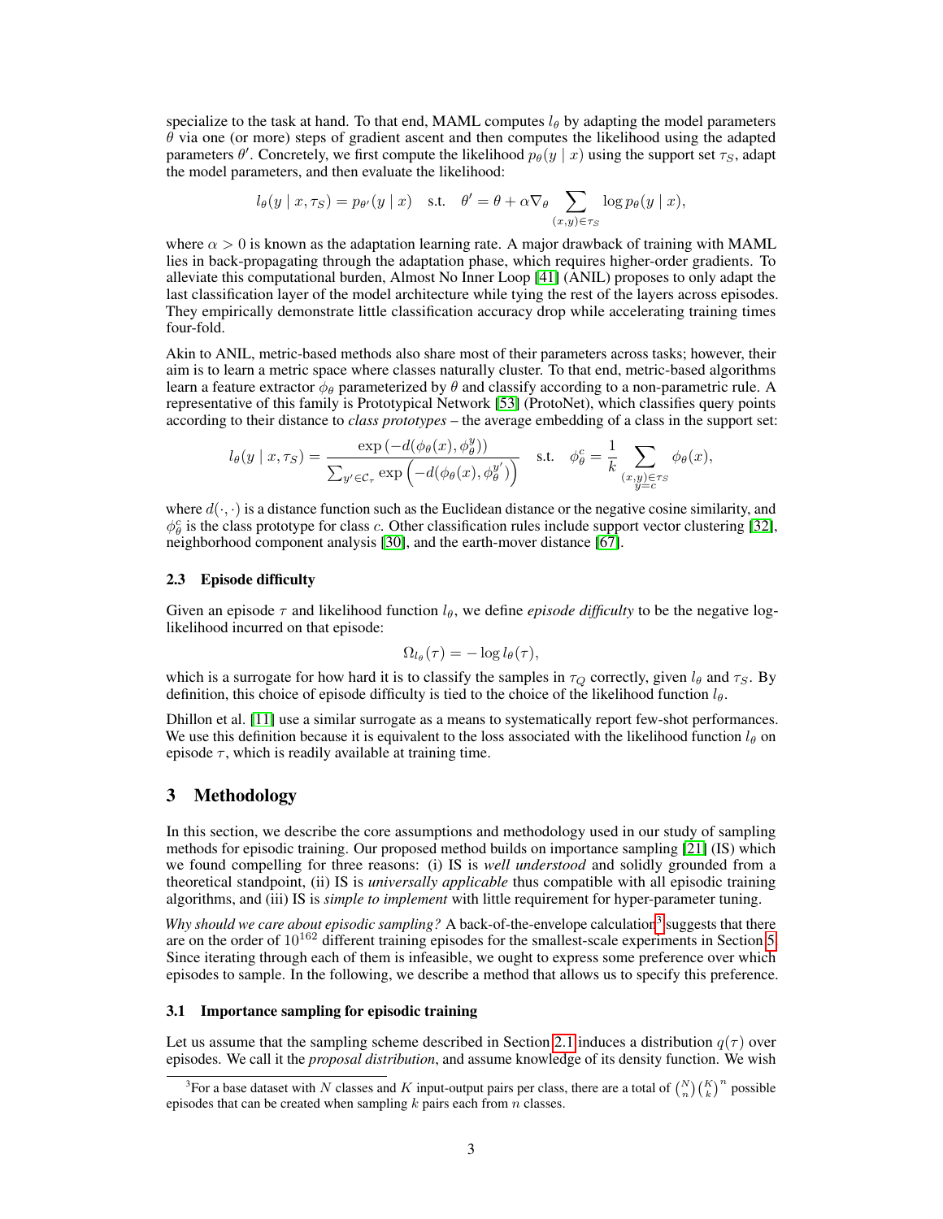specialize to the task at hand. To that end, MAML computes $l_\theta$ by adapting the model parameters $\theta$ via one (or more) steps of gradient ascent and then computes the likelihood using the adapted parameters $\theta'$. Concretely, we first compute the likelihood $p_\theta(y \mid x)$ using the support set $\tau_S$, adapt the model parameters, and then evaluate the likelihood:

$$l_\theta(y \mid x, \tau_S) = p_{\theta'}(y \mid x) \quad \text{s.t.} \quad \theta' = \theta + \alpha \nabla_\theta \sum_{(x,y) \in \tau_S} \log p_\theta(y \mid x),$$

where $\alpha > 0$ is known as the adaptation learning rate. A major drawback of training with MAML lies in back-propagating through the adaptation phase, which requires higher-order gradients. To alleviate this computational burden, Almost No Inner Loop [41] (ANIL) proposes to only adapt the last classification layer of the model architecture while tying the rest of the layers across episodes. They empirically demonstrate little classification accuracy drop while accelerating training times four-fold.

Akin to ANIL, metric-based methods also share most of their parameters across tasks; however, their aim is to learn a metric space where classes naturally cluster. To that end, metric-based algorithms learn a feature extractor $\phi_\theta$ parameterized by $\theta$ and classify according to a non-parametric rule. A representative of this family is Prototypical Network [53] (ProtoNet), which classifies query points according to their distance to *class prototypes* – the average embedding of a class in the support set:

$$l_\theta(y \mid x, \tau_S) = \frac{\exp\left(-d(\phi_\theta(x), \phi_\theta^y)\right)}{\sum_{y' \in \mathcal{C}_\tau} \exp\left(-d(\phi_\theta(x), \phi_\theta^{y'})\right)} \quad \text{s.t.} \quad \phi_\theta^c = \frac{1}{k} \sum_{\substack{(x,y) \in \tau_S \\ y = c}} \phi_\theta(x),$$

where $d(\cdot, \cdot)$ is a distance function such as the Euclidean distance or the negative cosine similarity, and $\phi_\theta^c$ is the class prototype for class $c$. Other classification rules include support vector clustering [32], neighborhood component analysis [30], and the earth-mover distance [67].

### 2.3 Episode difficulty

Given an episode $\tau$ and likelihood function $l_\theta$, we define *episode difficulty* to be the negative log-likelihood incurred on that episode:

$$\Omega_{l_\theta}(\tau) = -\log l_\theta(\tau),$$

which is a surrogate for how hard it is to classify the samples in $\tau_Q$ correctly, given $l_\theta$ and $\tau_S$. By definition, this choice of episode difficulty is tied to the choice of the likelihood function $l_\theta$.

Dhillon et al. [11] use a similar surrogate as a means to systematically report few-shot performances. We use this definition because it is equivalent to the loss associated with the likelihood function $l_\theta$ on episode $\tau$, which is readily available at training time.

## 3 Methodology

In this section, we describe the core assumptions and methodology used in our study of sampling methods for episodic training. Our proposed method builds on importance sampling [21] (IS) which we found compelling for three reasons: (i) IS is *well understood* and solidly grounded from a theoretical standpoint, (ii) IS is *universally applicable* thus compatible with all episodic training algorithms, and (iii) IS is *simple to implement* with little requirement for hyper-parameter tuning.

*Why should we care about episodic sampling?* A back-of-the-envelope calculation[3] suggests that there are on the order of $10^{162}$ different training episodes for the smallest-scale experiments in Section 5. Since iterating through each of them is infeasible, we ought to express some preference over which episodes to sample. In the following, we describe a method that allows us to specify this preference.

### 3.1 Importance sampling for episodic training

Let us assume that the sampling scheme described in Section 2.1 induces a distribution $q(\tau)$ over episodes. We call it the *proposal distribution*, and assume knowledge of its density function. We wish

[3] For a base dataset with $N$ classes and $K$ input-output pairs per class, there are a total of $\binom{N}{n}\binom{K}{k}^n$ possible episodes that can be created when sampling $k$ pairs each from $n$ classes.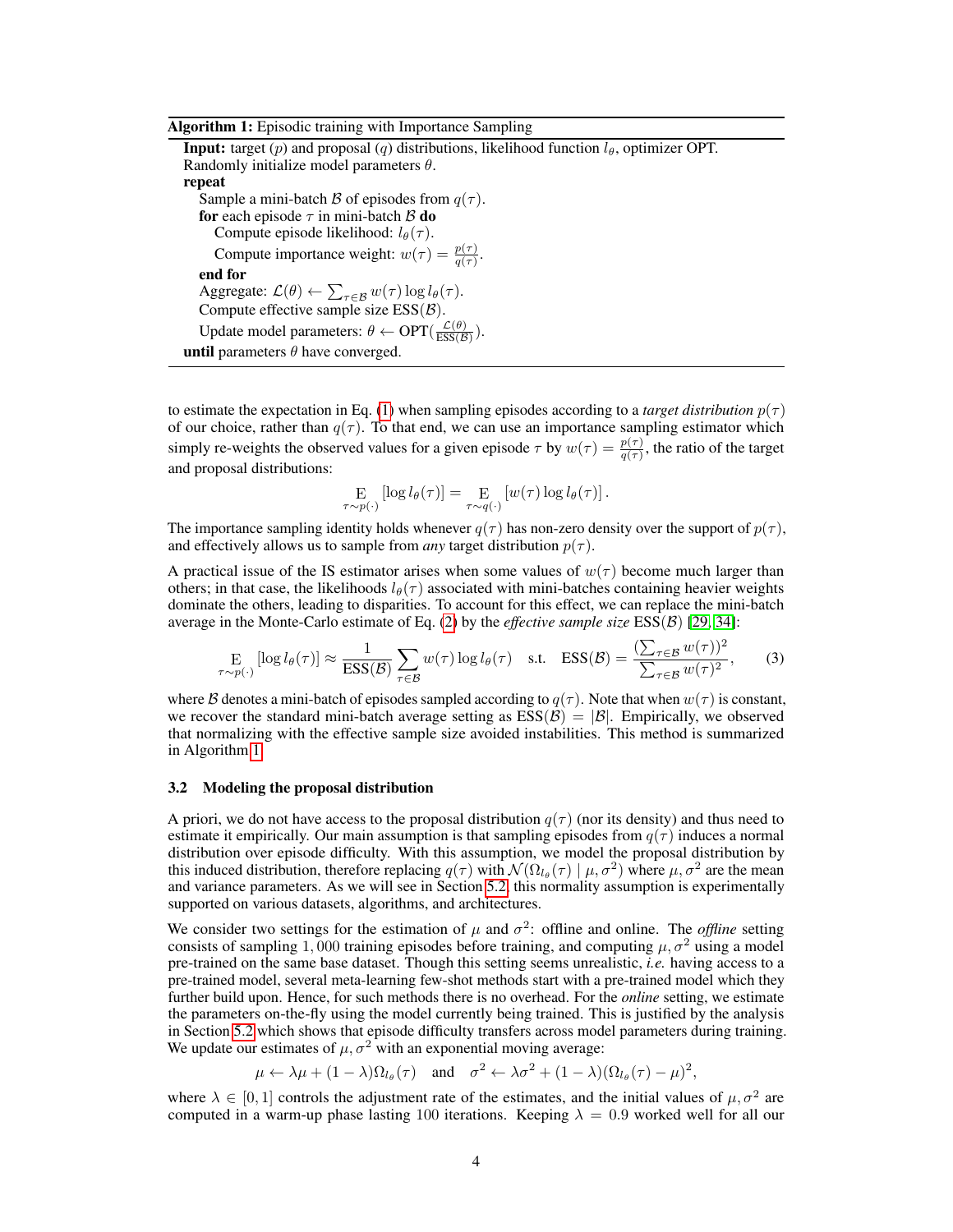**Algorithm 1:** Episodic training with Importance Sampling

```
Input: target (p) and proposal (q) distributions, likelihood function l_θ, optimizer OPT.
Randomly initialize model parameters θ.
repeat
    Sample a mini-batch B of episodes from q(τ).
    for each episode τ in mini-batch B do
        Compute episode likelihood: l_θ(τ).
        Compute importance weight: w(τ) = p(τ)/q(τ).
    end for
    Aggregate: L(θ) ← Σ_{τ∈B} w(τ) log l_θ(τ).
    Compute effective sample size ESS(B).
    Update model parameters: θ ← OPT(L(θ)/ESS(B)).
until parameters θ have converged.
```

to estimate the expectation in Eq. (1) when sampling episodes according to a *target distribution* $p(\tau)$ of our choice, rather than $q(\tau)$. To that end, we can use an importance sampling estimator which simply re-weights the observed values for a given episode $\tau$ by $w(\tau) = \frac{p(\tau)}{q(\tau)}$, the ratio of the target and proposal distributions:

$$\mathop{\mathrm{E}}_{\tau \sim p(\cdot)} [\log l_\theta(\tau)] = \mathop{\mathrm{E}}_{\tau \sim q(\cdot)} [w(\tau) \log l_\theta(\tau)] \,.$$

The importance sampling identity holds whenever $q(\tau)$ has non-zero density over the support of $p(\tau)$, and effectively allows us to sample from *any* target distribution $p(\tau)$.

A practical issue of the IS estimator arises when some values of $w(\tau)$ become much larger than others; in that case, the likelihoods $l_\theta(\tau)$ associated with mini-batches containing heavier weights dominate the others, leading to disparities. To account for this effect, we can replace the mini-batch average in the Monte-Carlo estimate of Eq. (2) by the *effective sample size* $\mathrm{ESS}(\mathcal{B})$ [29, 34]:

$$\mathop{\mathrm{E}}_{\tau \sim p(\cdot)} [\log l_\theta(\tau)] \approx \frac{1}{\mathrm{ESS}(\mathcal{B})} \sum_{\tau \in \mathcal{B}} w(\tau) \log l_\theta(\tau) \quad \text{s.t.} \quad \mathrm{ESS}(\mathcal{B}) = \frac{(\sum_{\tau \in \mathcal{B}} w(\tau))^2}{\sum_{\tau \in \mathcal{B}} w(\tau)^2}, \tag{3}$$

where $\mathcal{B}$ denotes a mini-batch of episodes sampled according to $q(\tau)$. Note that when $w(\tau)$ is constant, we recover the standard mini-batch average setting as $\mathrm{ESS}(\mathcal{B}) = |\mathcal{B}|$. Empirically, we observed that normalizing with the effective sample size avoided instabilities. This method is summarized in Algorithm 1.

### 3.2 Modeling the proposal distribution

A priori, we do not have access to the proposal distribution $q(\tau)$ (nor its density) and thus need to estimate it empirically. Our main assumption is that sampling episodes from $q(\tau)$ induces a normal distribution over episode difficulty. With this assumption, we model the proposal distribution by this induced distribution, therefore replacing $q(\tau)$ with $\mathcal{N}(\Omega_{l_\theta}(\tau) \mid \mu, \sigma^2)$ where $\mu, \sigma^2$ are the mean and variance parameters. As we will see in Section 5.2, this normality assumption is experimentally supported on various datasets, algorithms, and architectures.

We consider two settings for the estimation of $\mu$ and $\sigma^2$: offline and online. The *offline* setting consists of sampling 1,000 training episodes before training, and computing $\mu, \sigma^2$ using a model pre-trained on the same base dataset. Though this setting seems unrealistic, *i.e.* having access to a pre-trained model, several meta-learning few-shot methods start with a pre-trained model which they further build upon. Hence, for such methods there is no overhead. For the *online* setting, we estimate the parameters on-the-fly using the model currently being trained. This is justified by the analysis in Section 5.2 which shows that episode difficulty transfers across model parameters during training. We update our estimates of $\mu, \sigma^2$ with an exponential moving average:

$$\mu \leftarrow \lambda\mu + (1-\lambda)\Omega_{l_\theta}(\tau) \quad \text{and} \quad \sigma^2 \leftarrow \lambda\sigma^2 + (1-\lambda)(\Omega_{l_\theta}(\tau) - \mu)^2,$$

where $\lambda \in [0, 1]$ controls the adjustment rate of the estimates, and the initial values of $\mu, \sigma^2$ are computed in a warm-up phase lasting 100 iterations. Keeping $\lambda = 0.9$ worked well for all our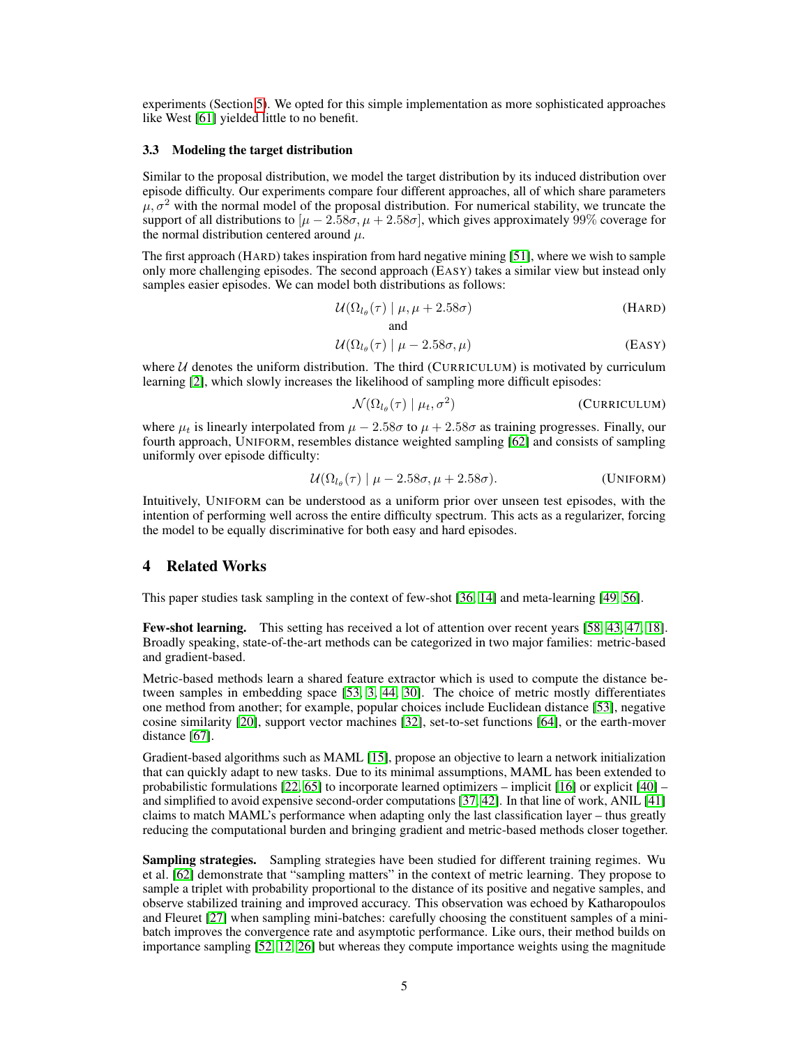experiments (Section 5). We opted for this simple implementation as more sophisticated approaches like West [61] yielded little to no benefit.

### 3.3 Modeling the target distribution

Similar to the proposal distribution, we model the target distribution by its induced distribution over episode difficulty. Our experiments compare four different approaches, all of which share parameters $\mu, \sigma^2$ with the normal model of the proposal distribution. For numerical stability, we truncate the support of all distributions to $[\mu - 2.58\sigma, \mu + 2.58\sigma]$, which gives approximately 99% coverage for the normal distribution centered around $\mu$.

The first approach (HARD) takes inspiration from hard negative mining [51], where we wish to sample only more challenging episodes. The second approach (EASY) takes a similar view but instead only samples easier episodes. We can model both distributions as follows:

$$\mathcal{U}(\Omega_{l_\theta}(\tau) \mid \mu, \mu + 2.58\sigma) \qquad \text{(HARD)}$$

and

$$\mathcal{U}(\Omega_{l_\theta}(\tau) \mid \mu - 2.58\sigma, \mu) \qquad \text{(EASY)}$$

where $\mathcal{U}$ denotes the uniform distribution. The third (CURRICULUM) is motivated by curriculum learning [2], which slowly increases the likelihood of sampling more difficult episodes:

$$\mathcal{N}(\Omega_{l_\theta}(\tau) \mid \mu_t, \sigma^2) \qquad \text{(CURRICULUM)}$$

where $\mu_t$ is linearly interpolated from $\mu - 2.58\sigma$ to $\mu + 2.58\sigma$ as training progresses. Finally, our fourth approach, UNIFORM, resembles distance weighted sampling [62] and consists of sampling uniformly over episode difficulty:

$$\mathcal{U}(\Omega_{l_\theta}(\tau) \mid \mu - 2.58\sigma, \mu + 2.58\sigma). \qquad \text{(UNIFORM)}$$

Intuitively, UNIFORM can be understood as a uniform prior over unseen test episodes, with the intention of performing well across the entire difficulty spectrum. This acts as a regularizer, forcing the model to be equally discriminative for both easy and hard episodes.

## 4 Related Works

This paper studies task sampling in the context of few-shot [36, 14] and meta-learning [49, 56].

**Few-shot learning.** This setting has received a lot of attention over recent years [58, 43, 47, 18]. Broadly speaking, state-of-the-art methods can be categorized in two major families: metric-based and gradient-based.

Metric-based methods learn a shared feature extractor which is used to compute the distance between samples in embedding space [53, 3, 44, 30]. The choice of metric mostly differentiates one method from another; for example, popular choices include Euclidean distance [53], negative cosine similarity [20], support vector machines [32], set-to-set functions [64], or the earth-mover distance [67].

Gradient-based algorithms such as MAML [15], propose an objective to learn a network initialization that can quickly adapt to new tasks. Due to its minimal assumptions, MAML has been extended to probabilistic formulations [22, 65] to incorporate learned optimizers – implicit [16] or explicit [40] – and simplified to avoid expensive second-order computations [37, 42]. In that line of work, ANIL [41] claims to match MAML's performance when adapting only the last classification layer – thus greatly reducing the computational burden and bringing gradient and metric-based methods closer together.

**Sampling strategies.** Sampling strategies have been studied for different training regimes. Wu et al. [62] demonstrate that "sampling matters" in the context of metric learning. They propose to sample a triplet with probability proportional to the distance of its positive and negative samples, and observe stabilized training and improved accuracy. This observation was echoed by Katharopoulos and Fleuret [27] when sampling mini-batches: carefully choosing the constituent samples of a mini-batch improves the convergence rate and asymptotic performance. Like ours, their method builds on importance sampling [52, 12, 26] but whereas they compute importance weights using the magnitude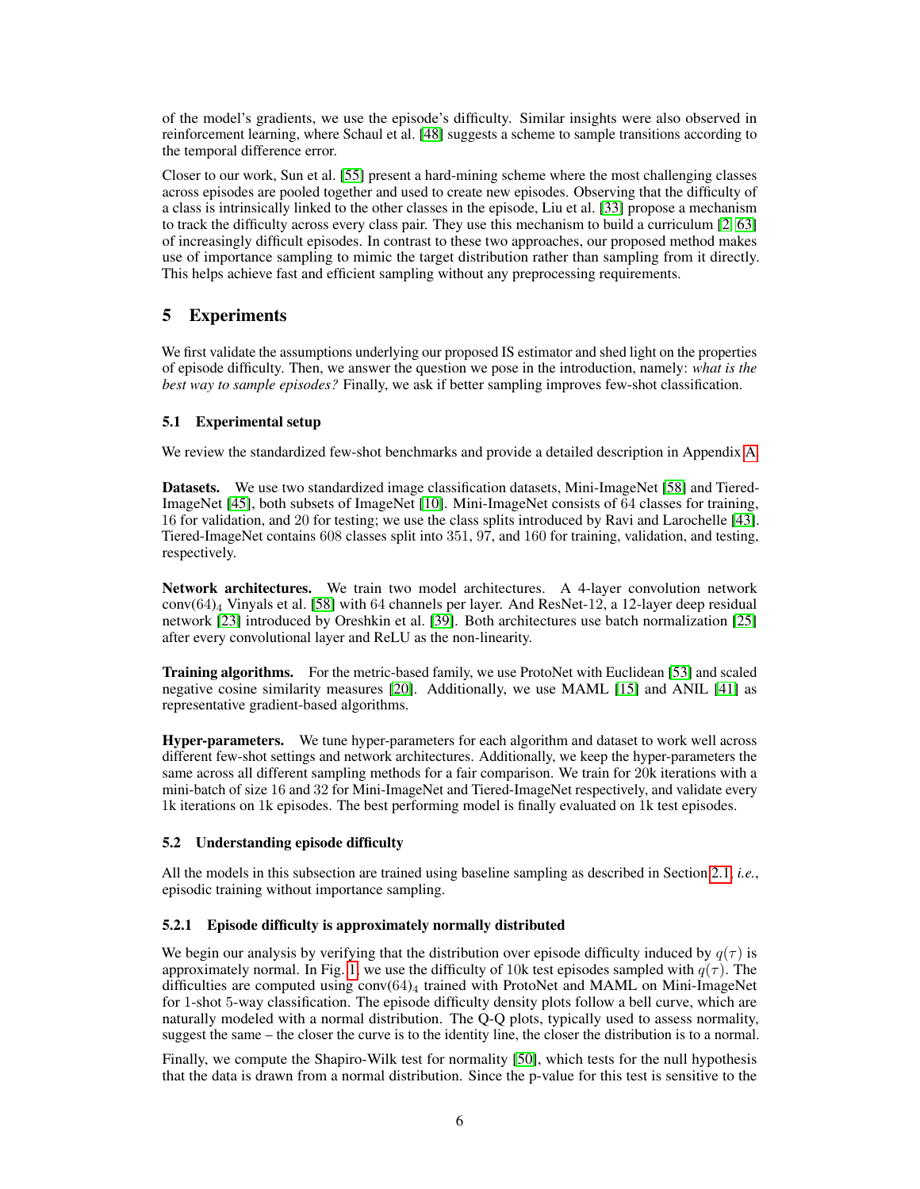of the model's gradients, we use the episode's difficulty. Similar insights were also observed in reinforcement learning, where Schaul et al. [48] suggests a scheme to sample transitions according to the temporal difference error.

Closer to our work, Sun et al. [55] present a hard-mining scheme where the most challenging classes across episodes are pooled together and used to create new episodes. Observing that the difficulty of a class is intrinsically linked to the other classes in the episode, Liu et al. [33] propose a mechanism to track the difficulty across every class pair. They use this mechanism to build a curriculum [2, 63] of increasingly difficult episodes. In contrast to these two approaches, our proposed method makes use of importance sampling to mimic the target distribution rather than sampling from it directly. This helps achieve fast and efficient sampling without any preprocessing requirements.

# 5 Experiments

We first validate the assumptions underlying our proposed IS estimator and shed light on the properties of episode difficulty. Then, we answer the question we pose in the introduction, namely: *what is the best way to sample episodes?* Finally, we ask if better sampling improves few-shot classification.

## 5.1 Experimental setup

We review the standardized few-shot benchmarks and provide a detailed description in Appendix A.

**Datasets.** We use two standardized image classification datasets, Mini-ImageNet [58] and Tiered-ImageNet [45], both subsets of ImageNet [10]. Mini-ImageNet consists of 64 classes for training, 16 for validation, and 20 for testing; we use the class splits introduced by Ravi and Larochelle [43]. Tiered-ImageNet contains 608 classes split into 351, 97, and 160 for training, validation, and testing, respectively.

**Network architectures.** We train two model architectures. A 4-layer convolution network $\text{conv}(64)_4$ Vinyals et al. [58] with 64 channels per layer. And ResNet-12, a 12-layer deep residual network [23] introduced by Oreshkin et al. [39]. Both architectures use batch normalization [25] after every convolutional layer and ReLU as the non-linearity.

**Training algorithms.** For the metric-based family, we use ProtoNet with Euclidean [53] and scaled negative cosine similarity measures [20]. Additionally, we use MAML [15] and ANIL [41] as representative gradient-based algorithms.

**Hyper-parameters.** We tune hyper-parameters for each algorithm and dataset to work well across different few-shot settings and network architectures. Additionally, we keep the hyper-parameters the same across all different sampling methods for a fair comparison. We train for 20k iterations with a mini-batch of size 16 and 32 for Mini-ImageNet and Tiered-ImageNet respectively, and validate every 1k iterations on 1k episodes. The best performing model is finally evaluated on 1k test episodes.

## 5.2 Understanding episode difficulty

All the models in this subsection are trained using baseline sampling as described in Section 2.1, *i.e.*, episodic training without importance sampling.

### 5.2.1 Episode difficulty is approximately normally distributed

We begin our analysis by verifying that the distribution over episode difficulty induced by $q(\tau)$ is approximately normal. In Fig. 1, we use the difficulty of 10k test episodes sampled with $q(\tau)$. The difficulties are computed using $\text{conv}(64)_4$ trained with ProtoNet and MAML on Mini-ImageNet for 1-shot 5-way classification. The episode difficulty density plots follow a bell curve, which are naturally modeled with a normal distribution. The Q-Q plots, typically used to assess normality, suggest the same – the closer the curve is to the identity line, the closer the distribution is to a normal.

Finally, we compute the Shapiro-Wilk test for normality [50], which tests for the null hypothesis that the data is drawn from a normal distribution. Since the p-value for this test is sensitive to the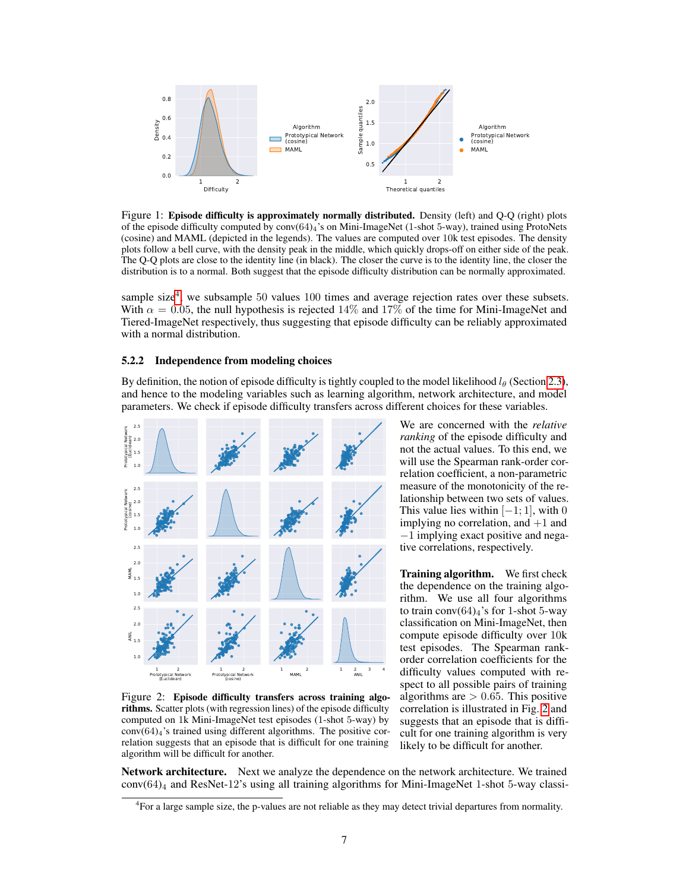Figure 1: **Episode difficulty is approximately normally distributed.** Density (left) and Q-Q (right) plots of the episode difficulty computed by conv(64)$_4$'s on Mini-ImageNet (1-shot 5-way), trained using ProtoNets (cosine) and MAML (depicted in the legends). The values are computed over 10k test episodes. The density plots follow a bell curve, with the density peak in the middle, which quickly drops-off on either side of the peak. The Q-Q plots are close to the identity line (in black). The closer the curve is to the identity line, the closer the distribution is to a normal. Both suggest that the episode difficulty distribution can be normally approximated.

sample size[4], we subsample 50 values 100 times and average rejection rates over these subsets. With $\alpha = 0.05$, the null hypothesis is rejected 14% and 17% of the time for Mini-ImageNet and Tiered-ImageNet respectively, thus suggesting that episode difficulty can be reliably approximated with a normal distribution.

#### 5.2.2 Independence from modeling choices

By definition, the notion of episode difficulty is tightly coupled to the model likelihood $l_\theta$ (Section 2.3), and hence to the modeling variables such as learning algorithm, network architecture, and model parameters. We check if episode difficulty transfers across different choices for these variables.

Figure 2: **Episode difficulty transfers across training algorithms.** Scatter plots (with regression lines) of the episode difficulty computed on 1k Mini-ImageNet test episodes (1-shot 5-way) by conv(64)$_4$'s trained using different algorithms. The positive correlation suggests that an episode that is difficult for one training algorithm will be difficult for another.

We are concerned with the *relative ranking* of the episode difficulty and not the actual values. To this end, we will use the Spearman rank-order correlation coefficient, a non-parametric measure of the monotonicity of the relationship between two sets of values. This value lies within $[-1; 1]$, with 0 implying no correlation, and $+1$ and $-1$ implying exact positive and negative correlations, respectively.

**Training algorithm.** We first check the dependence on the training algorithm. We use all four algorithms to train conv(64)$_4$'s for 1-shot 5-way classification on Mini-ImageNet, then compute episode difficulty over 10k test episodes. The Spearman rank-order correlation coefficients for the difficulty values computed with respect to all possible pairs of training algorithms are $> 0.65$. This positive correlation is illustrated in Fig. 2 and suggests that an episode that is difficult for one training algorithm is very likely to be difficult for another.

**Network architecture.** Next we analyze the dependence on the network architecture. We trained conv(64)$_4$ and ResNet-12's using all training algorithms for Mini-ImageNet 1-shot 5-way classi-

[4] For a large sample size, the p-values are not reliable as they may detect trivial departures from normality.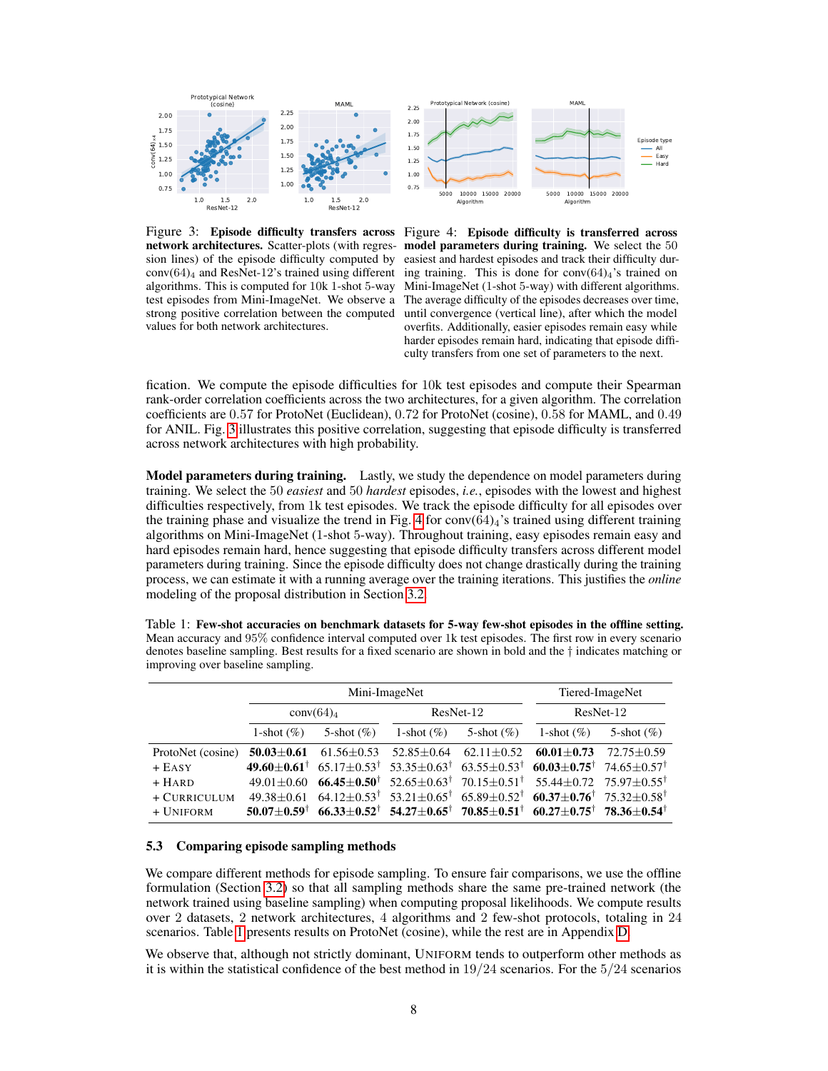Figure 3: **Episode difficulty transfers across network architectures.** Scatter-plots (with regression lines) of the episode difficulty computed by conv$(64)_4$ and ResNet-12's trained using different algorithms. This is computed for 10k 1-shot 5-way test episodes from Mini-ImageNet. We observe a strong positive correlation between the computed values for both network architectures.

Figure 4: **Episode difficulty is transferred across model parameters during training.** We select the 50 easiest and hardest episodes and track their difficulty during training. This is done for conv$(64)_4$'s trained on Mini-ImageNet (1-shot 5-way) with different algorithms. The average difficulty of the episodes decreases over time, until convergence (vertical line), after which the model overfits. Additionally, easier episodes remain easy while harder episodes remain hard, indicating that episode difficulty transfers from one set of parameters to the next.

fication. We compute the episode difficulties for 10k test episodes and compute their Spearman rank-order correlation coefficients across the two architectures, for a given algorithm. The correlation coefficients are 0.57 for ProtoNet (Euclidean), 0.72 for ProtoNet (cosine), 0.58 for MAML, and 0.49 for ANIL. Fig. 3 illustrates this positive correlation, suggesting that episode difficulty is transferred across network architectures with high probability.

**Model parameters during training.** Lastly, we study the dependence on model parameters during training. We select the 50 *easiest* and 50 *hardest* episodes, *i.e.*, episodes with the lowest and highest difficulties respectively, from 1k test episodes. We track the episode difficulty for all episodes over the training phase and visualize the trend in Fig. 4 for conv$(64)_4$'s trained using different training algorithms on Mini-ImageNet (1-shot 5-way). Throughout training, easy episodes remain easy and hard episodes remain hard, hence suggesting that episode difficulty transfers across different model parameters during training. Since the episode difficulty does not change drastically during the training process, we can estimate it with a running average over the training iterations. This justifies the *online* modeling of the proposal distribution in Section 3.2.

Table 1: **Few-shot accuracies on benchmark datasets for 5-way few-shot episodes in the offline setting.** Mean accuracy and 95% confidence interval computed over 1k test episodes. The first row in every scenario denotes baseline sampling. Best results for a fixed scenario are shown in bold and the † indicates matching or improving over baseline sampling.

| | Mini-ImageNet | | | | Tiered-ImageNet | |
|---|---|---|---|---|---|---|
| | conv$(64)_4$ | | ResNet-12 | | ResNet-12 | |
| | 1-shot (%) | 5-shot (%) | 1-shot (%) | 5-shot (%) | 1-shot (%) | 5-shot (%) |
| ProtoNet (cosine) | **50.03±0.61** | 61.56±0.53 | 52.85±0.64 | 62.11±0.52 | **60.01±0.73** | 72.75±0.59 |
| + Easy | **49.60±0.61**† | 65.17±0.53† | 53.35±0.63† | 63.55±0.53† | **60.03±0.75**† | 74.65±0.57† |
| + Hard | 49.01±0.60 | **66.45±0.50**† | 52.65±0.63† | 70.15±0.51† | 55.44±0.72 | 75.97±0.55† |
| + Curriculum | 49.38±0.61 | 64.12±0.53† | 53.21±0.65† | 65.89±0.52† | **60.37±0.76**† | 75.32±0.58† |
| + Uniform | **50.07±0.59**† | **66.33±0.52**† | **54.27±0.65**† | **70.85±0.51**† | **60.27±0.75**† | **78.36±0.54**† |

### 5.3 Comparing episode sampling methods

We compare different methods for episode sampling. To ensure fair comparisons, we use the offline formulation (Section 3.2) so that all sampling methods share the same pre-trained network (the network trained using baseline sampling) when computing proposal likelihoods. We compute results over 2 datasets, 2 network architectures, 4 algorithms and 2 few-shot protocols, totaling in 24 scenarios. Table 1 presents results on ProtoNet (cosine), while the rest are in Appendix D.

We observe that, although not strictly dominant, Uniform tends to outperform other methods as it is within the statistical confidence of the best method in 19/24 scenarios. For the 5/24 scenarios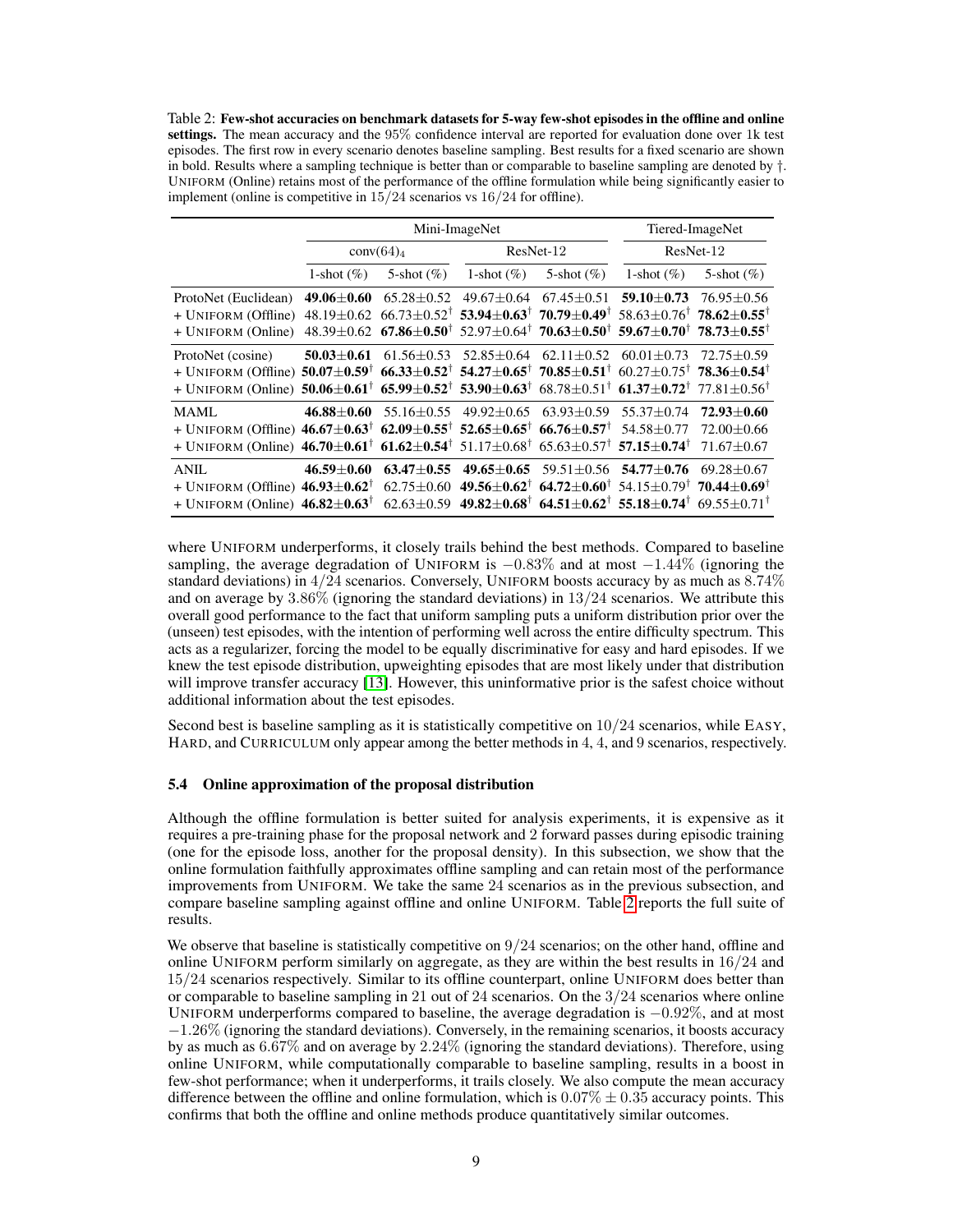Table 2: **Few-shot accuracies on benchmark datasets for 5-way few-shot episodes in the offline and online settings.** The mean accuracy and the 95% confidence interval are reported for evaluation done over 1k test episodes. The first row in every scenario denotes baseline sampling. Best results for a fixed scenario are shown in bold. Results where a sampling technique is better than or comparable to baseline sampling are denoted by †. UNIFORM (Online) retains most of the performance of the offline formulation while being significantly easier to implement (online is competitive in 15/24 scenarios vs 16/24 for offline).

| | Mini-ImageNet | | | | Tiered-ImageNet | |
|---|---|---|---|---|---|---|
| | conv(64)$_4$ | | ResNet-12 | | ResNet-12 | |
| | 1-shot (%) | 5-shot (%) | 1-shot (%) | 5-shot (%) | 1-shot (%) | 5-shot (%) |
| ProtoNet (Euclidean) | **49.06±0.60** | 65.28±0.52 | 49.67±0.64 | 67.45±0.51 | **59.10±0.73** | 76.95±0.56 |
| + UNIFORM (Offline) | 48.19±0.62 | 66.73±0.52† | **53.94±0.63**† | **70.79±0.49**† | 58.63±0.76† | **78.62±0.55**† |
| + UNIFORM (Online) | 48.39±0.62 | **67.86±0.50**† | 52.97±0.64† | **70.63±0.50**† | **59.67±0.70**† | **78.73±0.55**† |
| ProtoNet (cosine) | **50.03±0.61** | 61.56±0.53 | 52.85±0.64 | 62.11±0.52 | 60.01±0.73 | 72.75±0.59 |
| + UNIFORM (Offline) | **50.07±0.59**† | **66.33±0.52**† | **54.27±0.65**† | **70.85±0.51**† | 60.27±0.75† | **78.36±0.54**† |
| + UNIFORM (Online) | **50.06±0.61**† | 65.99±0.52† | **53.90±0.63**† | 68.78±0.51† | **61.37±0.72**† | 77.81±0.56† |
| MAML | **46.88±0.60** | 55.16±0.55 | 49.92±0.65 | 63.93±0.59 | 55.37±0.74 | **72.93±0.60** |
| + UNIFORM (Offline) | **46.67±0.63**† | **62.09±0.55**† | **52.65±0.65**† | **66.76±0.57**† | 54.58±0.77 | 72.00±0.66 |
| + UNIFORM (Online) | **46.70±0.61**† | **61.62±0.54**† | 51.17±0.68† | 65.63±0.57† | **57.15±0.74**† | 71.67±0.67 |
| ANIL | **46.59±0.60** | **63.47±0.55** | **49.65±0.65** | 59.51±0.56 | **54.77±0.76** | 69.28±0.67 |
| + UNIFORM (Offline) | **46.93±0.62**† | 62.75±0.60 | **49.56±0.62**† | **64.72±0.60**† | 54.15±0.79† | **70.44±0.69**† |
| + UNIFORM (Online) | **46.82±0.63**† | 62.63±0.59 | **49.82±0.68**† | **64.51±0.62**† | **55.18±0.74**† | 69.55±0.71† |

where UNIFORM underperforms, it closely trails behind the best methods. Compared to baseline sampling, the average degradation of UNIFORM is $-0.83\%$ and at most $-1.44\%$ (ignoring the standard deviations) in $4/24$ scenarios. Conversely, UNIFORM boosts accuracy by as much as $8.74\%$ and on average by $3.86\%$ (ignoring the standard deviations) in $13/24$ scenarios. We attribute this overall good performance to the fact that uniform sampling puts a uniform distribution prior over the (unseen) test episodes, with the intention of performing well across the entire difficulty spectrum. This acts as a regularizer, forcing the model to be equally discriminative for easy and hard episodes. If we knew the test episode distribution, upweighting episodes that are most likely under that distribution will improve transfer accuracy [13]. However, this uninformative prior is the safest choice without additional information about the test episodes.

Second best is baseline sampling as it is statistically competitive on $10/24$ scenarios, while EASY, HARD, and CURRICULUM only appear among the better methods in 4, 4, and 9 scenarios, respectively.

### 5.4 Online approximation of the proposal distribution

Although the offline formulation is better suited for analysis experiments, it is expensive as it requires a pre-training phase for the proposal network and 2 forward passes during episodic training (one for the episode loss, another for the proposal density). In this subsection, we show that the online formulation faithfully approximates offline sampling and can retain most of the performance improvements from UNIFORM. We take the same 24 scenarios as in the previous subsection, and compare baseline sampling against offline and online UNIFORM. Table 2 reports the full suite of results.

We observe that baseline is statistically competitive on $9/24$ scenarios; on the other hand, offline and online UNIFORM perform similarly on aggregate, as they are within the best results in $16/24$ and $15/24$ scenarios respectively. Similar to its offline counterpart, online UNIFORM does better than or comparable to baseline sampling in 21 out of 24 scenarios. On the $3/24$ scenarios where online UNIFORM underperforms compared to baseline, the average degradation is $-0.92\%$, and at most $-1.26\%$ (ignoring the standard deviations). Conversely, in the remaining scenarios, it boosts accuracy by as much as $6.67\%$ and on average by $2.24\%$ (ignoring the standard deviations). Therefore, using online UNIFORM, while computationally comparable to baseline sampling, results in a boost in few-shot performance; when it underperforms, it trails closely. We also compute the mean accuracy difference between the offline and online formulation, which is $0.07\% \pm 0.35$ accuracy points. This confirms that both the offline and online methods produce quantitatively similar outcomes.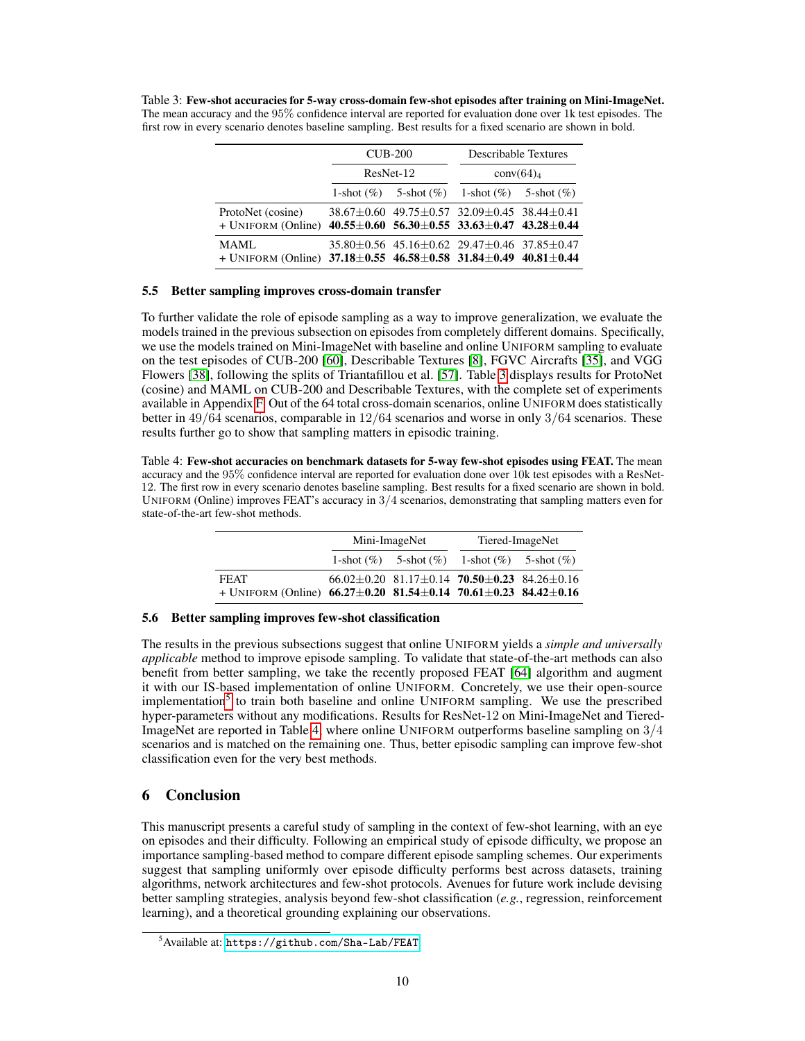Table 3: **Few-shot accuracies for 5-way cross-domain few-shot episodes after training on Mini-ImageNet.** The mean accuracy and the 95% confidence interval are reported for evaluation done over 1k test episodes. The first row in every scenario denotes baseline sampling. Best results for a fixed scenario are shown in bold.

| | CUB-200 | | Describable Textures | |
|---|---|---|---|---|
| | ResNet-12 | | $\text{conv}(64)_4$ | |
| | 1-shot (%) | 5-shot (%) | 1-shot (%) | 5-shot (%) |
| ProtoNet (cosine) | 38.67±0.60 | 49.75±0.57 | 32.09±0.45 | 38.44±0.41 |
| + UNIFORM (Online) | **40.55±0.60** | **56.30±0.55** | **33.63±0.47** | **43.28±0.44** |
| MAML | 35.80±0.56 | 45.16±0.62 | 29.47±0.46 | 37.85±0.47 |
| + UNIFORM (Online) | **37.18±0.55** | **46.58±0.58** | **31.84±0.49** | **40.81±0.44** |

### 5.5 Better sampling improves cross-domain transfer

To further validate the role of episode sampling as a way to improve generalization, we evaluate the models trained in the previous subsection on episodes from completely different domains. Specifically, we use the models trained on Mini-ImageNet with baseline and online UNIFORM sampling to evaluate on the test episodes of CUB-200 [60], Describable Textures [8], FGVC Aircrafts [35], and VGG Flowers [38], following the splits of Triantafillou et al. [57]. Table 3 displays results for ProtoNet (cosine) and MAML on CUB-200 and Describable Textures, with the complete set of experiments available in Appendix F. Out of the 64 total cross-domain scenarios, online UNIFORM does statistically better in $49/64$ scenarios, comparable in $12/64$ scenarios and worse in only $3/64$ scenarios. These results further go to show that sampling matters in episodic training.

Table 4: **Few-shot accuracies on benchmark datasets for 5-way few-shot episodes using FEAT.** The mean accuracy and the 95% confidence interval are reported for evaluation done over 10k test episodes with a ResNet-12. The first row in every scenario denotes baseline sampling. Best results for a fixed scenario are shown in bold. UNIFORM (Online) improves FEAT's accuracy in $3/4$ scenarios, demonstrating that sampling matters even for state-of-the-art few-shot methods.

| | Mini-ImageNet | | Tiered-ImageNet | |
|---|---|---|---|---|
| | 1-shot (%) | 5-shot (%) | 1-shot (%) | 5-shot (%) |
| FEAT | 66.02±0.20 | 81.17±0.14 | **70.50±0.23** | 84.26±0.16 |
| + UNIFORM (Online) | **66.27±0.20** | **81.54±0.14** | **70.61±0.23** | **84.42±0.16** |

### 5.6 Better sampling improves few-shot classification

The results in the previous subsections suggest that online UNIFORM yields a *simple and universally applicable* method to improve episode sampling. To validate that state-of-the-art methods can also benefit from better sampling, we take the recently proposed FEAT [64] algorithm and augment it with our IS-based implementation of online UNIFORM. Concretely, we use their open-source implementation[5] to train both baseline and online UNIFORM sampling. We use the prescribed hyper-parameters without any modifications. Results for ResNet-12 on Mini-ImageNet and Tiered-ImageNet are reported in Table 4, where online UNIFORM outperforms baseline sampling on $3/4$ scenarios and is matched on the remaining one. Thus, better episodic sampling can improve few-shot classification even for the very best methods.

## 6 Conclusion

This manuscript presents a careful study of sampling in the context of few-shot learning, with an eye on episodes and their difficulty. Following an empirical study of episode difficulty, we propose an importance sampling-based method to compare different episode sampling schemes. Our experiments suggest that sampling uniformly over episode difficulty performs best across datasets, training algorithms, network architectures and few-shot protocols. Avenues for future work include devising better sampling strategies, analysis beyond few-shot classification (*e.g.*, regression, reinforcement learning), and a theoretical grounding explaining our observations.

[5] Available at: `https://github.com/Sha-Lab/FEAT`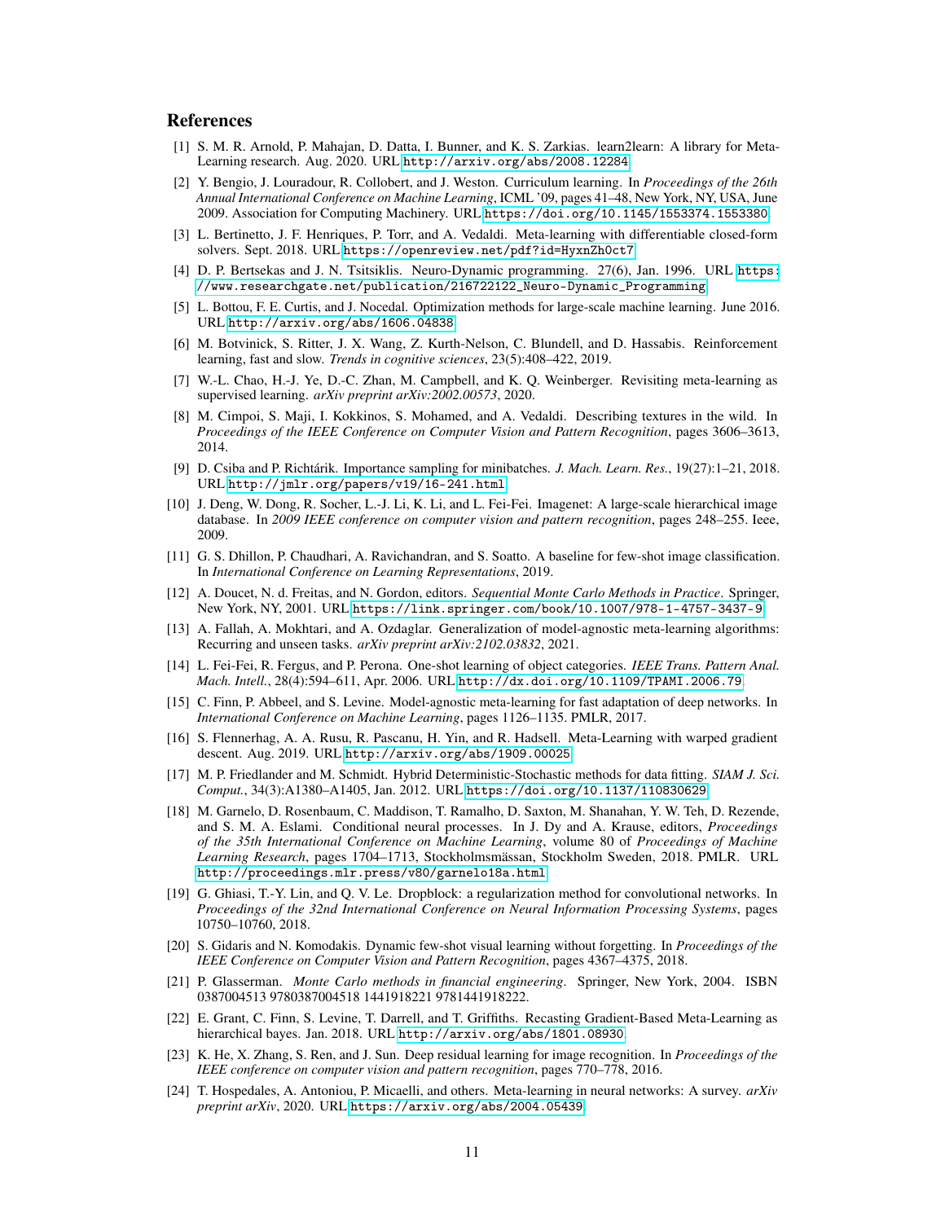## References

[1] S. M. R. Arnold, P. Mahajan, D. Datta, I. Bunner, and K. S. Zarkias. learn2learn: A library for Meta-Learning research. Aug. 2020. URL http://arxiv.org/abs/2008.12284.

[2] Y. Bengio, J. Louradour, R. Collobert, and J. Weston. Curriculum learning. In *Proceedings of the 26th Annual International Conference on Machine Learning*, ICML '09, pages 41–48, New York, NY, USA, June 2009. Association for Computing Machinery. URL https://doi.org/10.1145/1553374.1553380.

[3] L. Bertinetto, J. F. Henriques, P. Torr, and A. Vedaldi. Meta-learning with differentiable closed-form solvers. Sept. 2018. URL https://openreview.net/pdf?id=HyxnZh0ct7.

[4] D. P. Bertsekas and J. N. Tsitsiklis. Neuro-Dynamic programming. 27(6), Jan. 1996. URL https://www.researchgate.net/publication/216722122_Neuro-Dynamic_Programming.

[5] L. Bottou, F. E. Curtis, and J. Nocedal. Optimization methods for large-scale machine learning. June 2016. URL http://arxiv.org/abs/1606.04838.

[6] M. Botvinick, S. Ritter, J. X. Wang, Z. Kurth-Nelson, C. Blundell, and D. Hassabis. Reinforcement learning, fast and slow. *Trends in cognitive sciences*, 23(5):408–422, 2019.

[7] W.-L. Chao, H.-J. Ye, D.-C. Zhan, M. Campbell, and K. Q. Weinberger. Revisiting meta-learning as supervised learning. *arXiv preprint arXiv:2002.00573*, 2020.

[8] M. Cimpoi, S. Maji, I. Kokkinos, S. Mohamed, and A. Vedaldi. Describing textures in the wild. In *Proceedings of the IEEE Conference on Computer Vision and Pattern Recognition*, pages 3606–3613, 2014.

[9] D. Csiba and P. Richtárik. Importance sampling for minibatches. *J. Mach. Learn. Res.*, 19(27):1–21, 2018. URL http://jmlr.org/papers/v19/16-241.html.

[10] J. Deng, W. Dong, R. Socher, L.-J. Li, K. Li, and L. Fei-Fei. Imagenet: A large-scale hierarchical image database. In *2009 IEEE conference on computer vision and pattern recognition*, pages 248–255. Ieee, 2009.

[11] G. S. Dhillon, P. Chaudhari, A. Ravichandran, and S. Soatto. A baseline for few-shot image classification. In *International Conference on Learning Representations*, 2019.

[12] A. Doucet, N. d. Freitas, and N. Gordon, editors. *Sequential Monte Carlo Methods in Practice*. Springer, New York, NY, 2001. URL https://link.springer.com/book/10.1007/978-1-4757-3437-9.

[13] A. Fallah, A. Mokhtari, and A. Ozdaglar. Generalization of model-agnostic meta-learning algorithms: Recurring and unseen tasks. *arXiv preprint arXiv:2102.03832*, 2021.

[14] L. Fei-Fei, R. Fergus, and P. Perona. One-shot learning of object categories. *IEEE Trans. Pattern Anal. Mach. Intell.*, 28(4):594–611, Apr. 2006. URL http://dx.doi.org/10.1109/TPAMI.2006.79.

[15] C. Finn, P. Abbeel, and S. Levine. Model-agnostic meta-learning for fast adaptation of deep networks. In *International Conference on Machine Learning*, pages 1126–1135. PMLR, 2017.

[16] S. Flennerhag, A. A. Rusu, R. Pascanu, H. Yin, and R. Hadsell. Meta-Learning with warped gradient descent. Aug. 2019. URL http://arxiv.org/abs/1909.00025.

[17] M. P. Friedlander and M. Schmidt. Hybrid Deterministic-Stochastic methods for data fitting. *SIAM J. Sci. Comput.*, 34(3):A1380–A1405, Jan. 2012. URL https://doi.org/10.1137/110830629.

[18] M. Garnelo, D. Rosenbaum, C. Maddison, T. Ramalho, D. Saxton, M. Shanahan, Y. W. Teh, D. Rezende, and S. M. A. Eslami. Conditional neural processes. In J. Dy and A. Krause, editors, *Proceedings of the 35th International Conference on Machine Learning*, volume 80 of *Proceedings of Machine Learning Research*, pages 1704–1713, Stockholmsmässan, Stockholm Sweden, 2018. PMLR. URL http://proceedings.mlr.press/v80/garnelo18a.html.

[19] G. Ghiasi, T.-Y. Lin, and Q. V. Le. Dropblock: a regularization method for convolutional networks. In *Proceedings of the 32nd International Conference on Neural Information Processing Systems*, pages 10750–10760, 2018.

[20] S. Gidaris and N. Komodakis. Dynamic few-shot visual learning without forgetting. In *Proceedings of the IEEE Conference on Computer Vision and Pattern Recognition*, pages 4367–4375, 2018.

[21] P. Glasserman. *Monte Carlo methods in financial engineering*. Springer, New York, 2004. ISBN 0387004513 9780387004518 1441918221 9781441918222.

[22] E. Grant, C. Finn, S. Levine, T. Darrell, and T. Griffiths. Recasting Gradient-Based Meta-Learning as hierarchical bayes. Jan. 2018. URL http://arxiv.org/abs/1801.08930.

[23] K. He, X. Zhang, S. Ren, and J. Sun. Deep residual learning for image recognition. In *Proceedings of the IEEE conference on computer vision and pattern recognition*, pages 770–778, 2016.

[24] T. Hospedales, A. Antoniou, P. Micaelli, and others. Meta-learning in neural networks: A survey. *arXiv preprint arXiv*, 2020. URL https://arxiv.org/abs/2004.05439.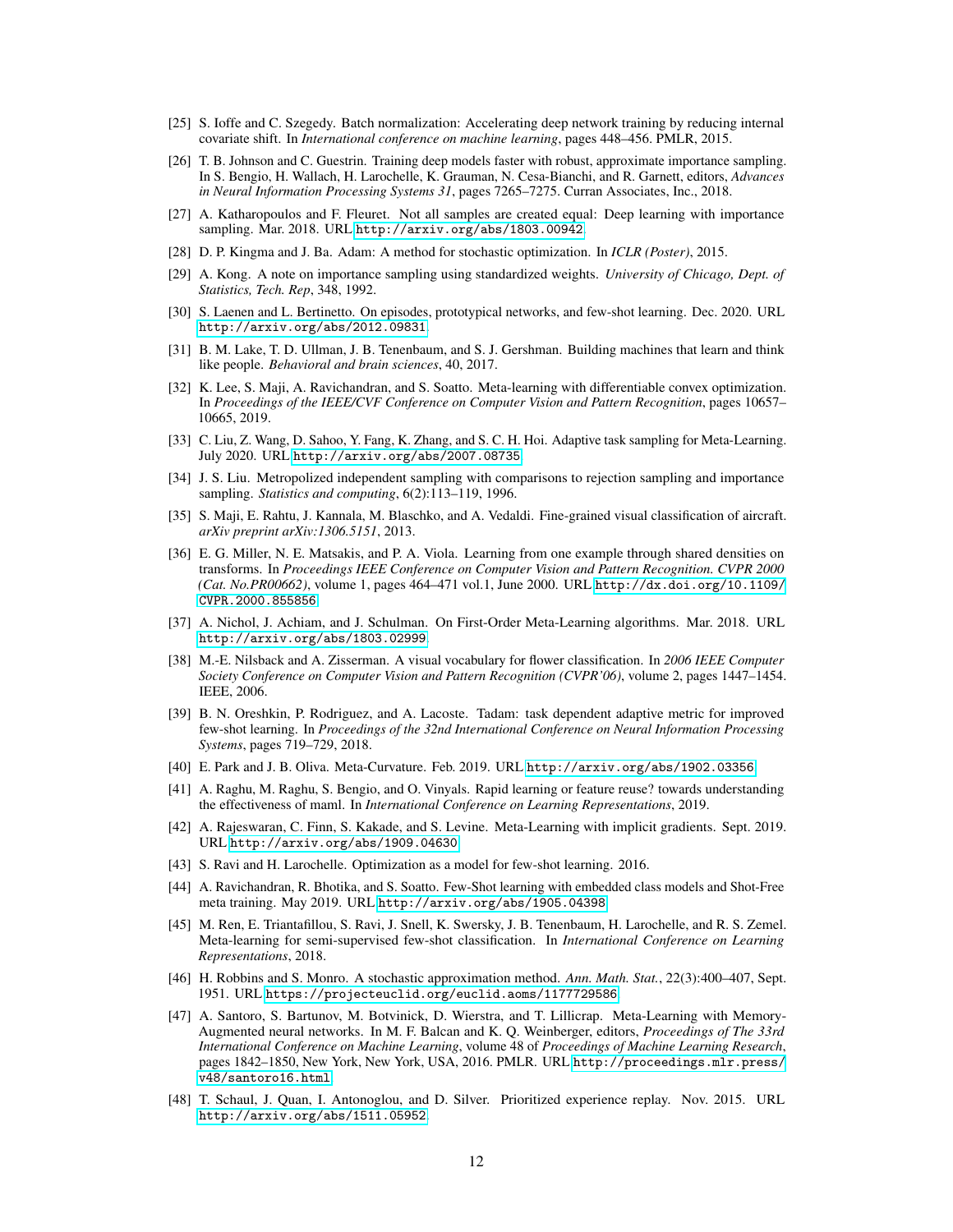[25] S. Ioffe and C. Szegedy. Batch normalization: Accelerating deep network training by reducing internal covariate shift. In *International conference on machine learning*, pages 448–456. PMLR, 2015.

[26] T. B. Johnson and C. Guestrin. Training deep models faster with robust, approximate importance sampling. In S. Bengio, H. Wallach, H. Larochelle, K. Grauman, N. Cesa-Bianchi, and R. Garnett, editors, *Advances in Neural Information Processing Systems 31*, pages 7265–7275. Curran Associates, Inc., 2018.

[27] A. Katharopoulos and F. Fleuret. Not all samples are created equal: Deep learning with importance sampling. Mar. 2018. URL http://arxiv.org/abs/1803.00942.

[28] D. P. Kingma and J. Ba. Adam: A method for stochastic optimization. In *ICLR (Poster)*, 2015.

[29] A. Kong. A note on importance sampling using standardized weights. *University of Chicago, Dept. of Statistics, Tech. Rep*, 348, 1992.

[30] S. Laenen and L. Bertinetto. On episodes, prototypical networks, and few-shot learning. Dec. 2020. URL http://arxiv.org/abs/2012.09831.

[31] B. M. Lake, T. D. Ullman, J. B. Tenenbaum, and S. J. Gershman. Building machines that learn and think like people. *Behavioral and brain sciences*, 40, 2017.

[32] K. Lee, S. Maji, A. Ravichandran, and S. Soatto. Meta-learning with differentiable convex optimization. In *Proceedings of the IEEE/CVF Conference on Computer Vision and Pattern Recognition*, pages 10657–10665, 2019.

[33] C. Liu, Z. Wang, D. Sahoo, Y. Fang, K. Zhang, and S. C. H. Hoi. Adaptive task sampling for Meta-Learning. July 2020. URL http://arxiv.org/abs/2007.08735.

[34] J. S. Liu. Metropolized independent sampling with comparisons to rejection sampling and importance sampling. *Statistics and computing*, 6(2):113–119, 1996.

[35] S. Maji, E. Rahtu, J. Kannala, M. Blaschko, and A. Vedaldi. Fine-grained visual classification of aircraft. *arXiv preprint arXiv:1306.5151*, 2013.

[36] E. G. Miller, N. E. Matsakis, and P. A. Viola. Learning from one example through shared densities on transforms. In *Proceedings IEEE Conference on Computer Vision and Pattern Recognition. CVPR 2000 (Cat. No.PR00662)*, volume 1, pages 464–471 vol.1, June 2000. URL http://dx.doi.org/10.1109/CVPR.2000.855856.

[37] A. Nichol, J. Achiam, and J. Schulman. On First-Order Meta-Learning algorithms. Mar. 2018. URL http://arxiv.org/abs/1803.02999.

[38] M.-E. Nilsback and A. Zisserman. A visual vocabulary for flower classification. In *2006 IEEE Computer Society Conference on Computer Vision and Pattern Recognition (CVPR'06)*, volume 2, pages 1447–1454. IEEE, 2006.

[39] B. N. Oreshkin, P. Rodriguez, and A. Lacoste. Tadam: task dependent adaptive metric for improved few-shot learning. In *Proceedings of the 32nd International Conference on Neural Information Processing Systems*, pages 719–729, 2018.

[40] E. Park and J. B. Oliva. Meta-Curvature. Feb. 2019. URL http://arxiv.org/abs/1902.03356.

[41] A. Raghu, M. Raghu, S. Bengio, and O. Vinyals. Rapid learning or feature reuse? towards understanding the effectiveness of maml. In *International Conference on Learning Representations*, 2019.

[42] A. Rajeswaran, C. Finn, S. Kakade, and S. Levine. Meta-Learning with implicit gradients. Sept. 2019. URL http://arxiv.org/abs/1909.04630.

[43] S. Ravi and H. Larochelle. Optimization as a model for few-shot learning. 2016.

[44] A. Ravichandran, R. Bhotika, and S. Soatto. Few-Shot learning with embedded class models and Shot-Free meta training. May 2019. URL http://arxiv.org/abs/1905.04398.

[45] M. Ren, E. Triantafillou, S. Ravi, J. Snell, K. Swersky, J. B. Tenenbaum, H. Larochelle, and R. S. Zemel. Meta-learning for semi-supervised few-shot classification. In *International Conference on Learning Representations*, 2018.

[46] H. Robbins and S. Monro. A stochastic approximation method. *Ann. Math. Stat.*, 22(3):400–407, Sept. 1951. URL https://projecteuclid.org/euclid.aoms/1177729586.

[47] A. Santoro, S. Bartunov, M. Botvinick, D. Wierstra, and T. Lillicrap. Meta-Learning with Memory-Augmented neural networks. In M. F. Balcan and K. Q. Weinberger, editors, *Proceedings of The 33rd International Conference on Machine Learning*, volume 48 of *Proceedings of Machine Learning Research*, pages 1842–1850, New York, New York, USA, 2016. PMLR. URL http://proceedings.mlr.press/v48/santoro16.html.

[48] T. Schaul, J. Quan, I. Antonoglou, and D. Silver. Prioritized experience replay. Nov. 2015. URL http://arxiv.org/abs/1511.05952.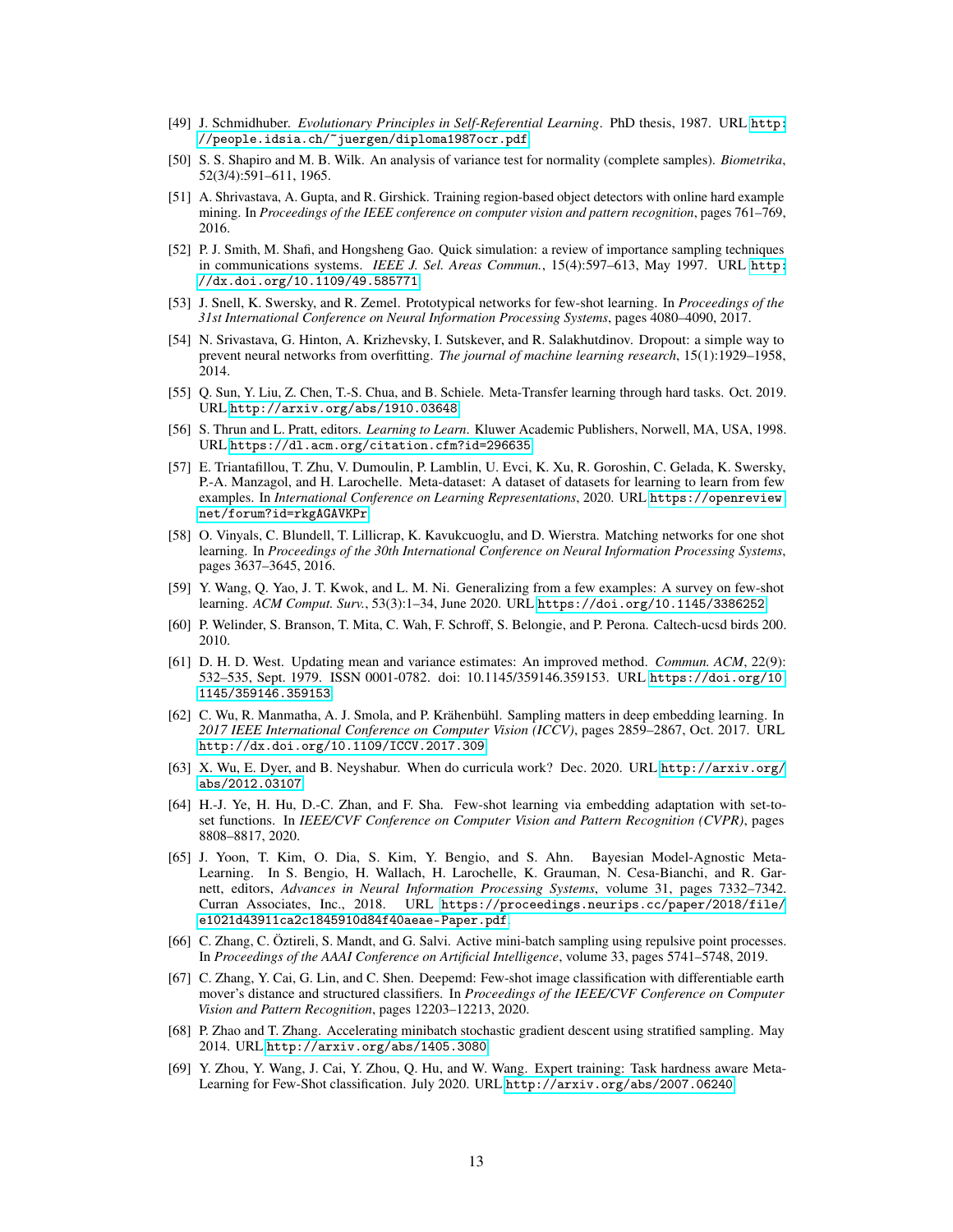[49] J. Schmidhuber. *Evolutionary Principles in Self-Referential Learning*. PhD thesis, 1987. URL http://people.idsia.ch/~juergen/diploma1987ocr.pdf.

[50] S. S. Shapiro and M. B. Wilk. An analysis of variance test for normality (complete samples). *Biometrika*, 52(3/4):591–611, 1965.

[51] A. Shrivastava, A. Gupta, and R. Girshick. Training region-based object detectors with online hard example mining. In *Proceedings of the IEEE conference on computer vision and pattern recognition*, pages 761–769, 2016.

[52] P. J. Smith, M. Shafi, and Hongsheng Gao. Quick simulation: a review of importance sampling techniques in communications systems. *IEEE J. Sel. Areas Commun.*, 15(4):597–613, May 1997. URL http://dx.doi.org/10.1109/49.585771.

[53] J. Snell, K. Swersky, and R. Zemel. Prototypical networks for few-shot learning. In *Proceedings of the 31st International Conference on Neural Information Processing Systems*, pages 4080–4090, 2017.

[54] N. Srivastava, G. Hinton, A. Krizhevsky, I. Sutskever, and R. Salakhutdinov. Dropout: a simple way to prevent neural networks from overfitting. *The journal of machine learning research*, 15(1):1929–1958, 2014.

[55] Q. Sun, Y. Liu, Z. Chen, T.-S. Chua, and B. Schiele. Meta-Transfer learning through hard tasks. Oct. 2019. URL http://arxiv.org/abs/1910.03648.

[56] S. Thrun and L. Pratt, editors. *Learning to Learn*. Kluwer Academic Publishers, Norwell, MA, USA, 1998. URL https://dl.acm.org/citation.cfm?id=296635.

[57] E. Triantafillou, T. Zhu, V. Dumoulin, P. Lamblin, U. Evci, K. Xu, R. Goroshin, C. Gelada, K. Swersky, P.-A. Manzagol, and H. Larochelle. Meta-dataset: A dataset of datasets for learning to learn from few examples. In *International Conference on Learning Representations*, 2020. URL https://openreview.net/forum?id=rkgAGAVKPr.

[58] O. Vinyals, C. Blundell, T. Lillicrap, K. Kavukcuoglu, and D. Wierstra. Matching networks for one shot learning. In *Proceedings of the 30th International Conference on Neural Information Processing Systems*, pages 3637–3645, 2016.

[59] Y. Wang, Q. Yao, J. T. Kwok, and L. M. Ni. Generalizing from a few examples: A survey on few-shot learning. *ACM Comput. Surv.*, 53(3):1–34, June 2020. URL https://doi.org/10.1145/3386252.

[60] P. Welinder, S. Branson, T. Mita, C. Wah, F. Schroff, S. Belongie, and P. Perona. Caltech-ucsd birds 200. 2010.

[61] D. H. D. West. Updating mean and variance estimates: An improved method. *Commun. ACM*, 22(9): 532–535, Sept. 1979. ISSN 0001-0782. doi: 10.1145/359146.359153. URL https://doi.org/10.1145/359146.359153.

[62] C. Wu, R. Manmatha, A. J. Smola, and P. Krähenbühl. Sampling matters in deep embedding learning. In *2017 IEEE International Conference on Computer Vision (ICCV)*, pages 2859–2867, Oct. 2017. URL http://dx.doi.org/10.1109/ICCV.2017.309.

[63] X. Wu, E. Dyer, and B. Neyshabur. When do curricula work? Dec. 2020. URL http://arxiv.org/abs/2012.03107.

[64] H.-J. Ye, H. Hu, D.-C. Zhan, and F. Sha. Few-shot learning via embedding adaptation with set-to-set functions. In *IEEE/CVF Conference on Computer Vision and Pattern Recognition (CVPR)*, pages 8808–8817, 2020.

[65] J. Yoon, T. Kim, O. Dia, S. Kim, Y. Bengio, and S. Ahn. Bayesian Model-Agnostic Meta-Learning. In S. Bengio, H. Wallach, H. Larochelle, K. Grauman, N. Cesa-Bianchi, and R. Garnett, editors, *Advances in Neural Information Processing Systems*, volume 31, pages 7332–7342. Curran Associates, Inc., 2018. URL https://proceedings.neurips.cc/paper/2018/file/e1021d43911ca2c1845910d84f40aeae-Paper.pdf.

[66] C. Zhang, C. Öztireli, S. Mandt, and G. Salvi. Active mini-batch sampling using repulsive point processes. In *Proceedings of the AAAI Conference on Artificial Intelligence*, volume 33, pages 5741–5748, 2019.

[67] C. Zhang, Y. Cai, G. Lin, and C. Shen. Deepemd: Few-shot image classification with differentiable earth mover's distance and structured classifiers. In *Proceedings of the IEEE/CVF Conference on Computer Vision and Pattern Recognition*, pages 12203–12213, 2020.

[68] P. Zhao and T. Zhang. Accelerating minibatch stochastic gradient descent using stratified sampling. May 2014. URL http://arxiv.org/abs/1405.3080.

[69] Y. Zhou, Y. Wang, J. Cai, Y. Zhou, Q. Hu, and W. Wang. Expert training: Task hardness aware Meta-Learning for Few-Shot classification. July 2020. URL http://arxiv.org/abs/2007.06240.